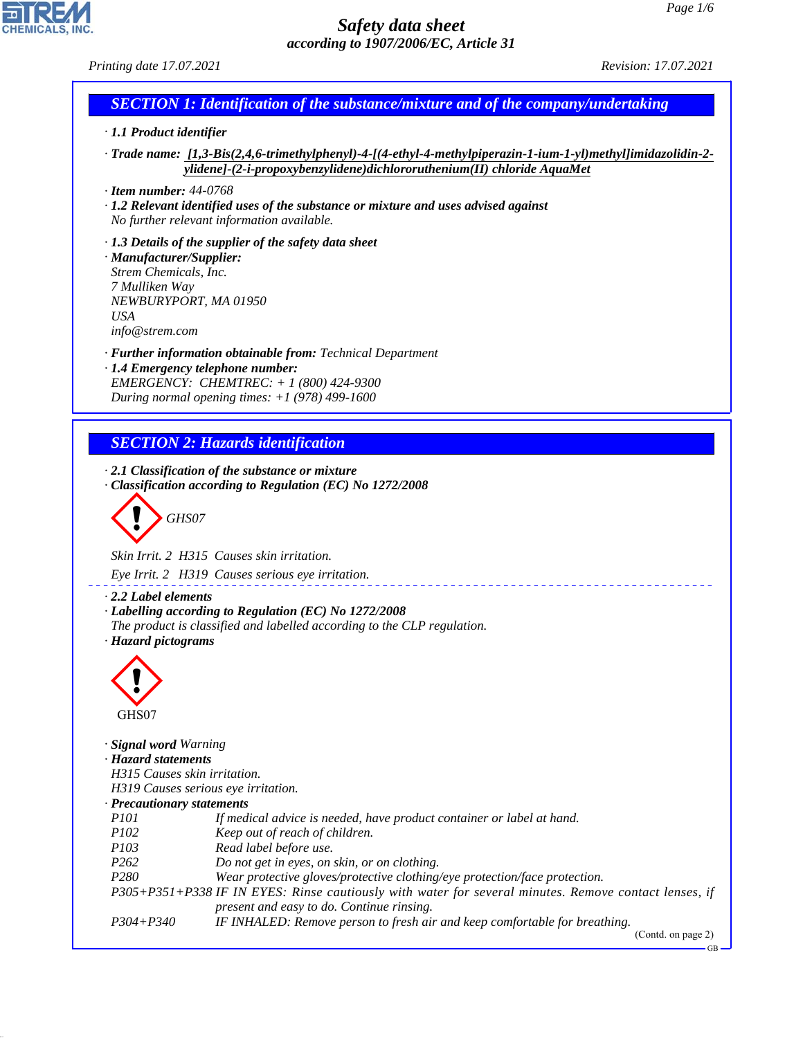# Safety data sheet
## according to 1907/2006/EC, Article 31

Printing date 17.07.2021 Revision: 17.07.2021

## SECTION 1: Identification of the substance/mixture and of the company/undertaking

· **1.1 Product identifier**

· **Trade name:** **[1,3-Bis(2,4,6-trimethylphenyl)-4-[(4-ethyl-4-methylpiperazin-1-ium-1-yl)methyl]imidazolidin-2-ylidene]-(2-i-propoxybenzylidene)dichlororuthenium(II) chloride AquaMet**

· **Item number:** 44-0768

· **1.2 Relevant identified uses of the substance or mixture and uses advised against**
No further relevant information available.

· **1.3 Details of the supplier of the safety data sheet**

· **Manufacturer/Supplier:**
Strem Chemicals, Inc.
7 Mulliken Way
NEWBURYPORT, MA 01950
USA
info@strem.com

· **Further information obtainable from:** Technical Department

· **1.4 Emergency telephone number:**
EMERGENCY: CHEMTREC: + 1 (800) 424-9300
During normal opening times: +1 (978) 499-1600

## SECTION 2: Hazards identification

· **2.1 Classification of the substance or mixture**

· **Classification according to Regulation (EC) No 1272/2008**

GHS07

Skin Irrit. 2 H315 Causes skin irritation.

Eye Irrit. 2 H319 Causes serious eye irritation.

· **2.2 Label elements**

· **Labelling according to Regulation (EC) No 1272/2008**
The product is classified and labelled according to the CLP regulation.

· **Hazard pictograms**

GHS07

· **Signal word** Warning

· **Hazard statements**
H315 Causes skin irritation.
H319 Causes serious eye irritation.

· **Precautionary statements**

| | |
|---|---|
| P101 | If medical advice is needed, have product container or label at hand. |
| P102 | Keep out of reach of children. |
| P103 | Read label before use. |
| P262 | Do not get in eyes, on skin, or on clothing. |
| P280 | Wear protective gloves/protective clothing/eye protection/face protection. |
| P305+P351+P338 | IF IN EYES: Rinse cautiously with water for several minutes. Remove contact lenses, if present and easy to do. Continue rinsing. |
| P304+P340 | IF INHALED: Remove person to fresh air and keep comfortable for breathing. |

(Contd. on page 2)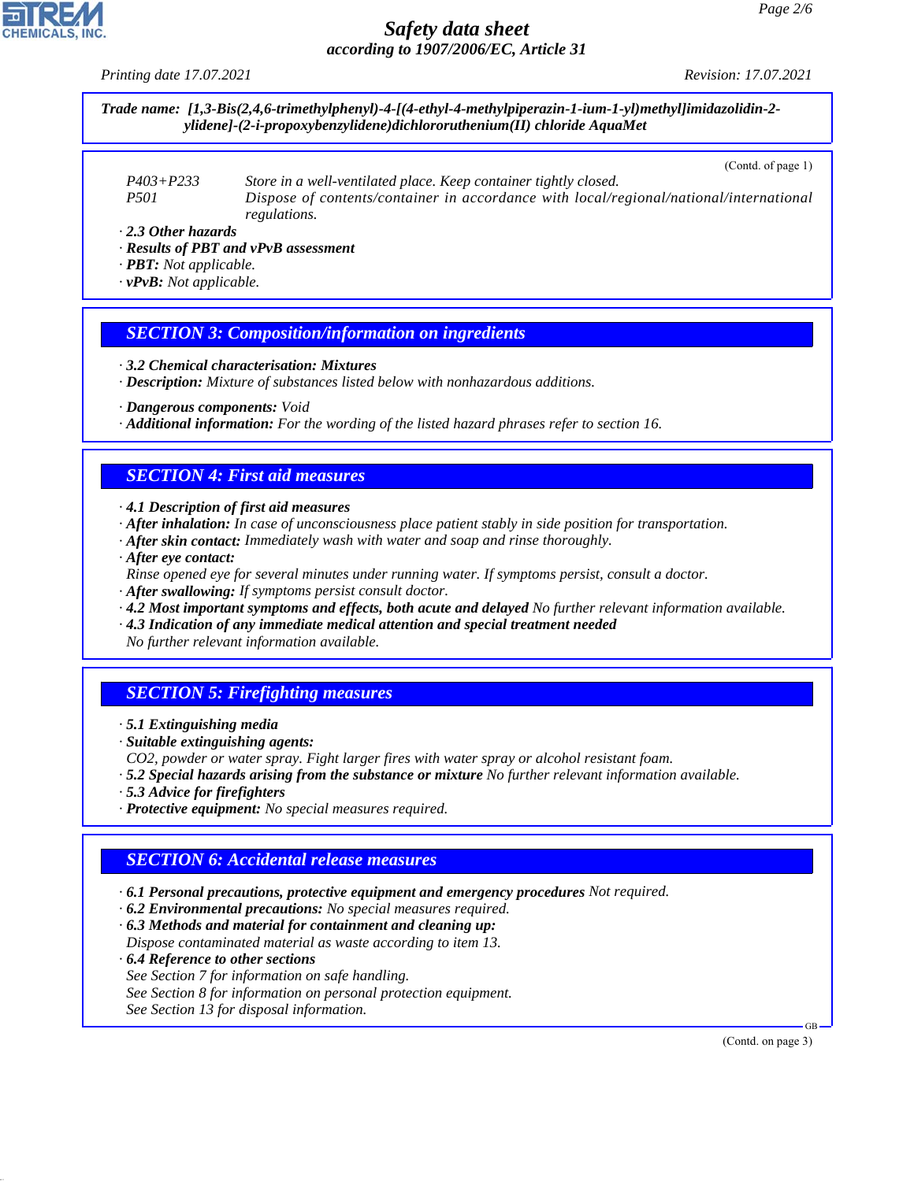**Trade name:** *[1,3-Bis(2,4,6-trimethylphenyl)-4-[(4-ethyl-4-methylpiperazin-1-ium-1-yl)methyl]imidazolidin-2-ylidene]-(2-i-propoxybenzylidene)dichlororuthenium(II) chloride AquaMet*

(Contd. of page 1)

| | |
|---|---|
| P403+P233 | Store in a well-ventilated place. Keep container tightly closed. |
| P501 | Dispose of contents/container in accordance with local/regional/national/international regulations. |

· **2.3 Other hazards**
· **Results of PBT and vPvB assessment**
· **PBT:** Not applicable.
· **vPvB:** Not applicable.

## SECTION 3: Composition/information on ingredients

· **3.2 Chemical characterisation: Mixtures**
· **Description:** Mixture of substances listed below with nonhazardous additions.

· **Dangerous components:** Void
· **Additional information:** For the wording of the listed hazard phrases refer to section 16.

## SECTION 4: First aid measures

· **4.1 Description of first aid measures**
· **After inhalation:** In case of unconsciousness place patient stably in side position for transportation.
· **After skin contact:** Immediately wash with water and soap and rinse thoroughly.
· **After eye contact:**
Rinse opened eye for several minutes under running water. If symptoms persist, consult a doctor.
· **After swallowing:** If symptoms persist consult doctor.
· **4.2 Most important symptoms and effects, both acute and delayed** No further relevant information available.
· **4.3 Indication of any immediate medical attention and special treatment needed**
No further relevant information available.

## SECTION 5: Firefighting measures

· **5.1 Extinguishing media**
· **Suitable extinguishing agents:**
$CO_2$, powder or water spray. Fight larger fires with water spray or alcohol resistant foam.
· **5.2 Special hazards arising from the substance or mixture** No further relevant information available.
· **5.3 Advice for firefighters**
· **Protective equipment:** No special measures required.

## SECTION 6: Accidental release measures

· **6.1 Personal precautions, protective equipment and emergency procedures** Not required.
· **6.2 Environmental precautions:** No special measures required.
· **6.3 Methods and material for containment and cleaning up:**
Dispose contaminated material as waste according to item 13.
· **6.4 Reference to other sections**
See Section 7 for information on safe handling.
See Section 8 for information on personal protection equipment.
See Section 13 for disposal information.

(Contd. on page 3)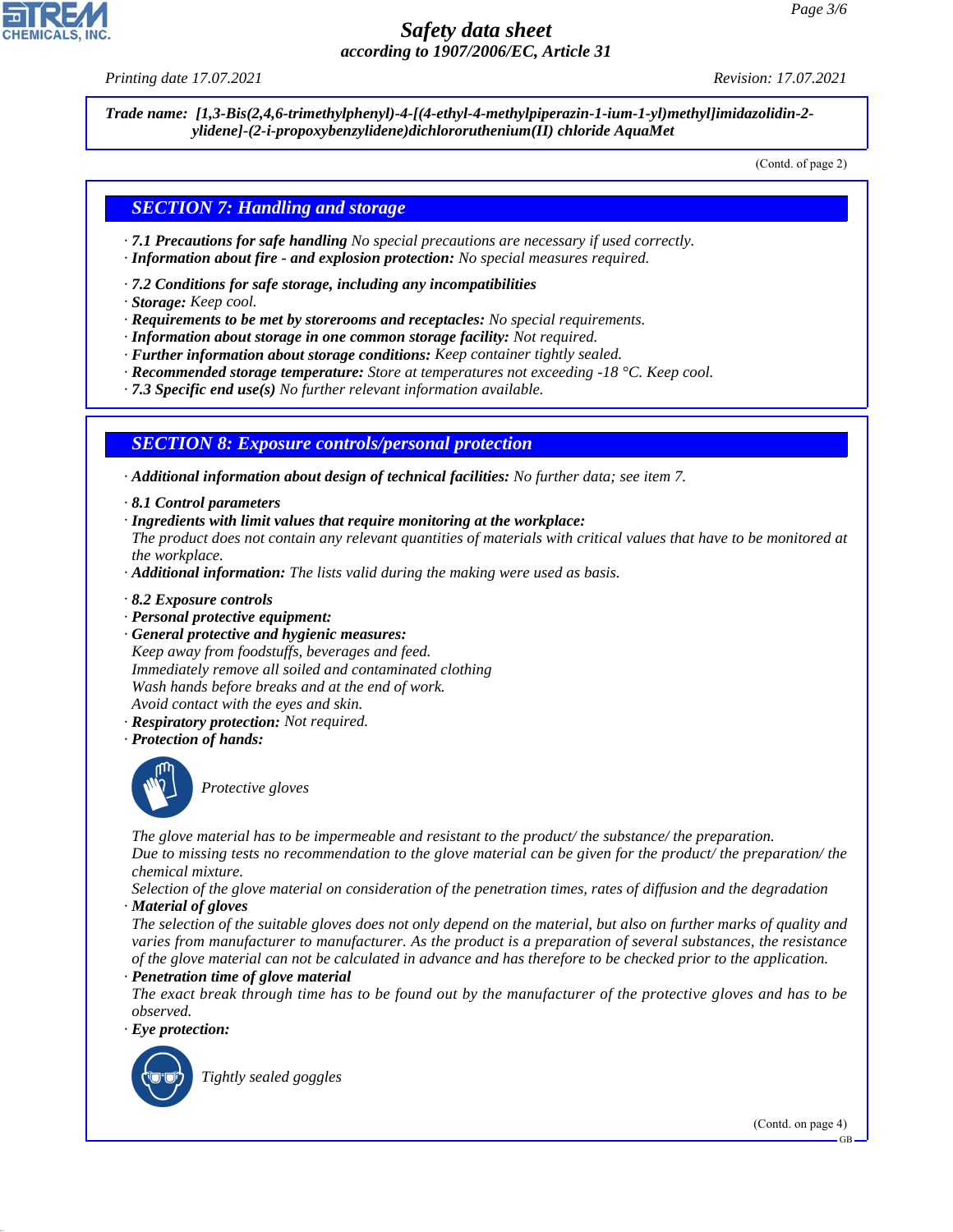**Trade name: [1,3-Bis(2,4,6-trimethylphenyl)-4-[(4-ethyl-4-methylpiperazin-1-ium-1-yl)methyl]imidazolidin-2-ylidene]-(2-i-propoxybenzylidene)dichlororuthenium(II) chloride AquaMet**

(Contd. of page 2)

## SECTION 7: Handling and storage

· **7.1 Precautions for safe handling** No special precautions are necessary if used correctly.
· **Information about fire - and explosion protection:** No special measures required.

· **7.2 Conditions for safe storage, including any incompatibilities**
· **Storage:** Keep cool.
· **Requirements to be met by storerooms and receptacles:** No special requirements.
· **Information about storage in one common storage facility:** Not required.
· **Further information about storage conditions:** Keep container tightly sealed.
· **Recommended storage temperature:** Store at temperatures not exceeding -18 °C. Keep cool.
· **7.3 Specific end use(s)** No further relevant information available.

## SECTION 8: Exposure controls/personal protection

· **Additional information about design of technical facilities:** No further data; see item 7.

· **8.1 Control parameters**
· **Ingredients with limit values that require monitoring at the workplace:**
The product does not contain any relevant quantities of materials with critical values that have to be monitored at the workplace.
· **Additional information:** The lists valid during the making were used as basis.

· **8.2 Exposure controls**
· **Personal protective equipment:**
· **General protective and hygienic measures:**
Keep away from foodstuffs, beverages and feed.
Immediately remove all soiled and contaminated clothing
Wash hands before breaks and at the end of work.
Avoid contact with the eyes and skin.
· **Respiratory protection:** Not required.
· **Protection of hands:**

Protective gloves

The glove material has to be impermeable and resistant to the product/ the substance/ the preparation.
Due to missing tests no recommendation to the glove material can be given for the product/ the preparation/ the chemical mixture.
Selection of the glove material on consideration of the penetration times, rates of diffusion and the degradation
· **Material of gloves**
The selection of the suitable gloves does not only depend on the material, but also on further marks of quality and varies from manufacturer to manufacturer. As the product is a preparation of several substances, the resistance of the glove material can not be calculated in advance and has therefore to be checked prior to the application.
· **Penetration time of glove material**
The exact break through time has to be found out by the manufacturer of the protective gloves and has to be observed.
· **Eye protection:**

Tightly sealed goggles

(Contd. on page 4)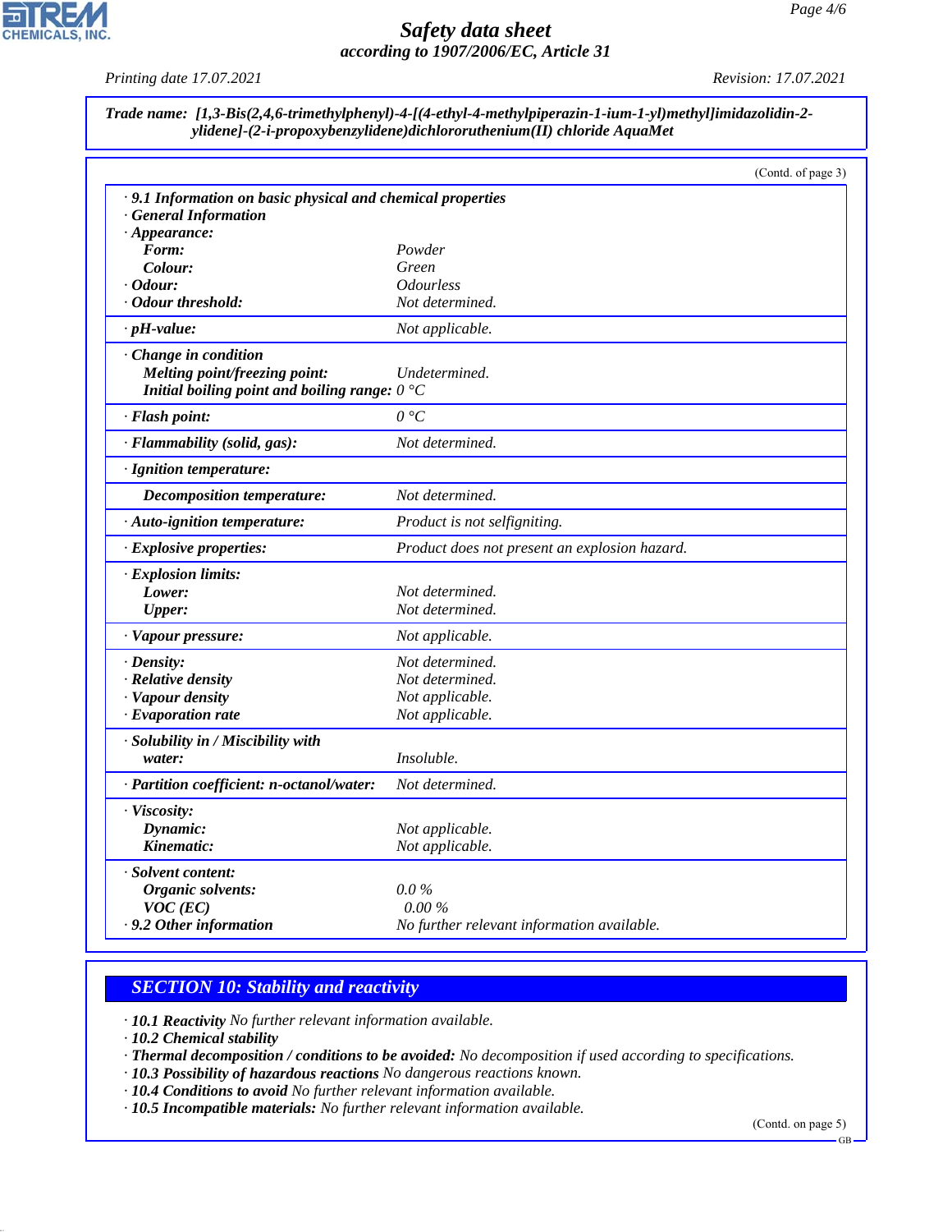**Trade name: [1,3-Bis(2,4,6-trimethylphenyl)-4-[(4-ethyl-4-methylpiperazin-1-ium-1-yl)methyl]imidazolidin-2-ylidene]-(2-i-propoxybenzylidene)dichlororuthenium(II) chloride AquaMet**

(Contd. of page 3)

| | |
|---|---|
| · **9.1 Information on basic physical and chemical properties** | |
| · **General Information** | |
| · **Appearance:** | |
| **Form:** | Powder |
| **Colour:** | Green |
| · **Odour:** | Odourless |
| · **Odour threshold:** | Not determined. |
| · **pH-value:** | Not applicable. |
| · **Change in condition** | |
| **Melting point/freezing point:** | Undetermined. |
| **Initial boiling point and boiling range:** | 0 °C |
| · **Flash point:** | 0 °C |
| · **Flammability (solid, gas):** | Not determined. |
| · **Ignition temperature:** | |
| **Decomposition temperature:** | Not determined. |
| · **Auto-ignition temperature:** | Product is not selfigniting. |
| · **Explosive properties:** | Product does not present an explosion hazard. |
| · **Explosion limits:** | |
| **Lower:** | Not determined. |
| **Upper:** | Not determined. |
| · **Vapour pressure:** | Not applicable. |
| · **Density:** | Not determined. |
| · **Relative density** | Not determined. |
| · **Vapour density** | Not applicable. |
| · **Evaporation rate** | Not applicable. |
| · **Solubility in / Miscibility with** | |
| **water:** | Insoluble. |
| · **Partition coefficient: n-octanol/water:** | Not determined. |
| · **Viscosity:** | |
| **Dynamic:** | Not applicable. |
| **Kinematic:** | Not applicable. |
| · **Solvent content:** | |
| **Organic solvents:** | 0.0 % |
| **VOC (EC)** | 0.00 % |
| · **9.2 Other information** | No further relevant information available. |

## SECTION 10: Stability and reactivity

· **10.1 Reactivity** No further relevant information available.
· **10.2 Chemical stability**
· **Thermal decomposition / conditions to be avoided:** No decomposition if used according to specifications.
· **10.3 Possibility of hazardous reactions** No dangerous reactions known.
· **10.4 Conditions to avoid** No further relevant information available.
· **10.5 Incompatible materials:** No further relevant information available.

(Contd. on page 5)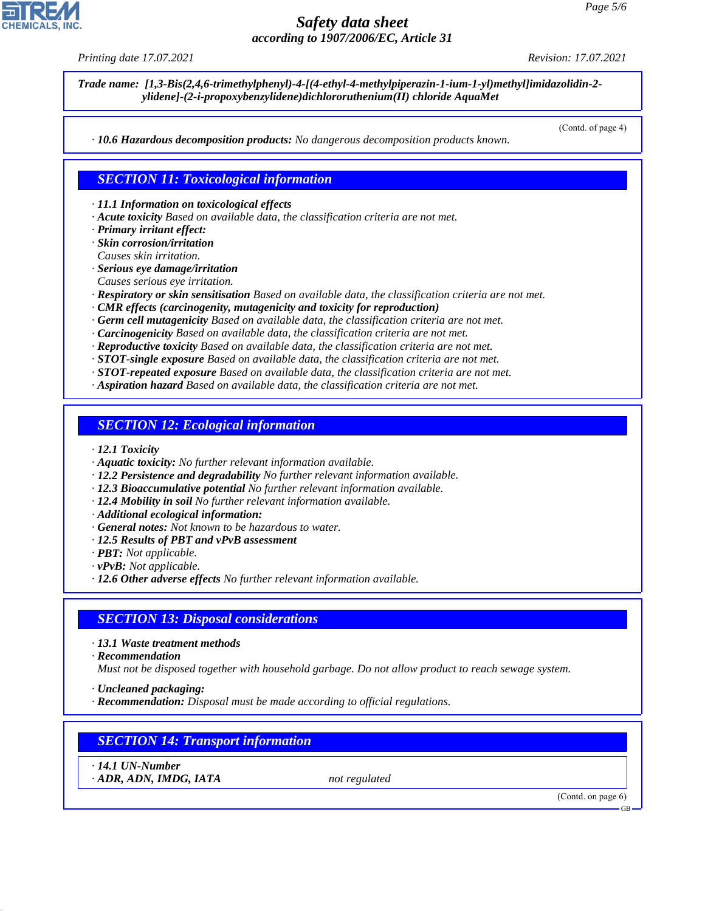**Trade name: [1,3-Bis(2,4,6-trimethylphenyl)-4-[(4-ethyl-4-methylpiperazin-1-ium-1-yl)methyl]imidazolidin-2-ylidene]-(2-i-propoxybenzylidene)dichlororuthenium(II) chloride AquaMet**

(Contd. of page 4)

· **10.6 Hazardous decomposition products:** No dangerous decomposition products known.

## SECTION 11: Toxicological information

· **11.1 Information on toxicological effects**
· **Acute toxicity** Based on available data, the classification criteria are not met.
· **Primary irritant effect:**
· **Skin corrosion/irritation**
Causes skin irritation.
· **Serious eye damage/irritation**
Causes serious eye irritation.
· **Respiratory or skin sensitisation** Based on available data, the classification criteria are not met.
· **CMR effects (carcinogenity, mutagenicity and toxicity for reproduction)**
· **Germ cell mutagenicity** Based on available data, the classification criteria are not met.
· **Carcinogenicity** Based on available data, the classification criteria are not met.
· **Reproductive toxicity** Based on available data, the classification criteria are not met.
· **STOT-single exposure** Based on available data, the classification criteria are not met.
· **STOT-repeated exposure** Based on available data, the classification criteria are not met.
· **Aspiration hazard** Based on available data, the classification criteria are not met.

## SECTION 12: Ecological information

· **12.1 Toxicity**
· **Aquatic toxicity:** No further relevant information available.
· **12.2 Persistence and degradability** No further relevant information available.
· **12.3 Bioaccumulative potential** No further relevant information available.
· **12.4 Mobility in soil** No further relevant information available.
· **Additional ecological information:**
· **General notes:** Not known to be hazardous to water.
· **12.5 Results of PBT and vPvB assessment**
· **PBT:** Not applicable.
· **vPvB:** Not applicable.
· **12.6 Other adverse effects** No further relevant information available.

## SECTION 13: Disposal considerations

· **13.1 Waste treatment methods**
· **Recommendation**
Must not be disposed together with household garbage. Do not allow product to reach sewage system.

· **Uncleaned packaging:**
· **Recommendation:** Disposal must be made according to official regulations.

## SECTION 14: Transport information

· **14.1 UN-Number**
· **ADR, ADN, IMDG, IATA** not regulated

(Contd. on page 6)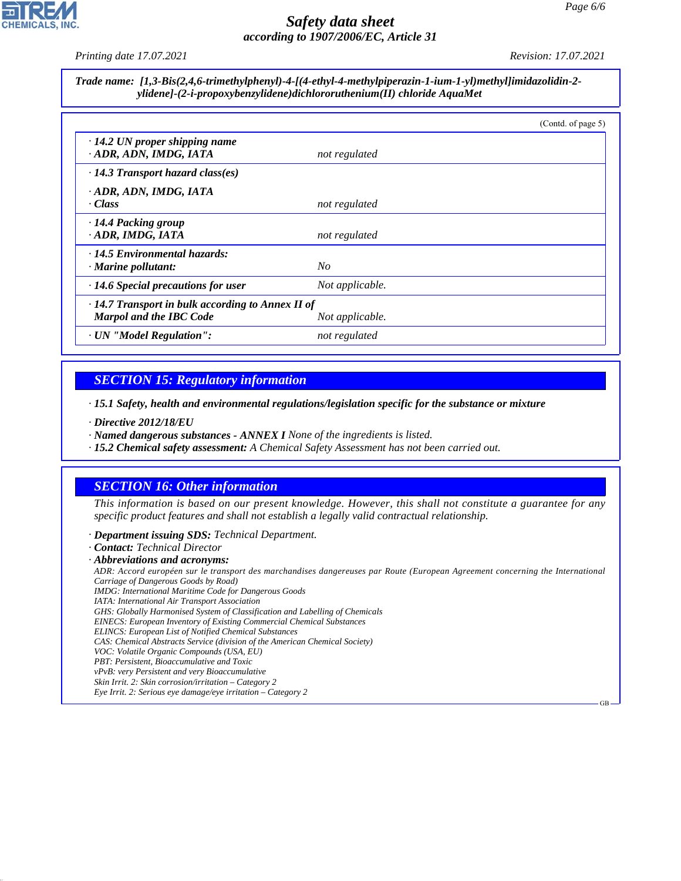**Trade name:** *[1,3-Bis(2,4,6-trimethylphenyl)-4-[(4-ethyl-4-methylpiperazin-1-ium-1-yl)methyl]imidazolidin-2-ylidene]-(2-i-propoxybenzylidene)dichlororuthenium(II) chloride AquaMet*

(Contd. of page 5)

| | |
|---|---|
| · **14.2 UN proper shipping name** · **ADR, ADN, IMDG, IATA** | *not regulated* |
| · **14.3 Transport hazard class(es)** | |
| · **ADR, ADN, IMDG, IATA** · **Class** | *not regulated* |
| · **14.4 Packing group** · **ADR, IMDG, IATA** | *not regulated* |
| · **14.5 Environmental hazards:** · **Marine pollutant:** | *No* |
| · **14.6 Special precautions for user** | *Not applicable.* |
| · **14.7 Transport in bulk according to Annex II of Marpol and the IBC Code** | *Not applicable.* |
| · **UN "Model Regulation":** | *not regulated* |

## SECTION 15: Regulatory information

· **15.1 Safety, health and environmental regulations/legislation specific for the substance or mixture**

· **Directive 2012/18/EU**
· **Named dangerous substances - ANNEX I** *None of the ingredients is listed.*
· **15.2 Chemical safety assessment:** *A Chemical Safety Assessment has not been carried out.*

## SECTION 16: Other information

*This information is based on our present knowledge. However, this shall not constitute a guarantee for any specific product features and shall not establish a legally valid contractual relationship.*

· **Department issuing SDS:** *Technical Department.*
· **Contact:** *Technical Director*
· **Abbreviations and acronyms:**
*ADR: Accord européen sur le transport des marchandises dangereuses par Route (European Agreement concerning the International Carriage of Dangerous Goods by Road)*
*IMDG: International Maritime Code for Dangerous Goods*
*IATA: International Air Transport Association*
*GHS: Globally Harmonised System of Classification and Labelling of Chemicals*
*EINECS: European Inventory of Existing Commercial Chemical Substances*
*ELINCS: European List of Notified Chemical Substances*
*CAS: Chemical Abstracts Service (division of the American Chemical Society)*
*VOC: Volatile Organic Compounds (USA, EU)*
*PBT: Persistent, Bioaccumulative and Toxic*
*vPvB: very Persistent and very Bioaccumulative*
*Skin Irrit. 2: Skin corrosion/irritation – Category 2*
*Eye Irrit. 2: Serious eye damage/eye irritation – Category 2*